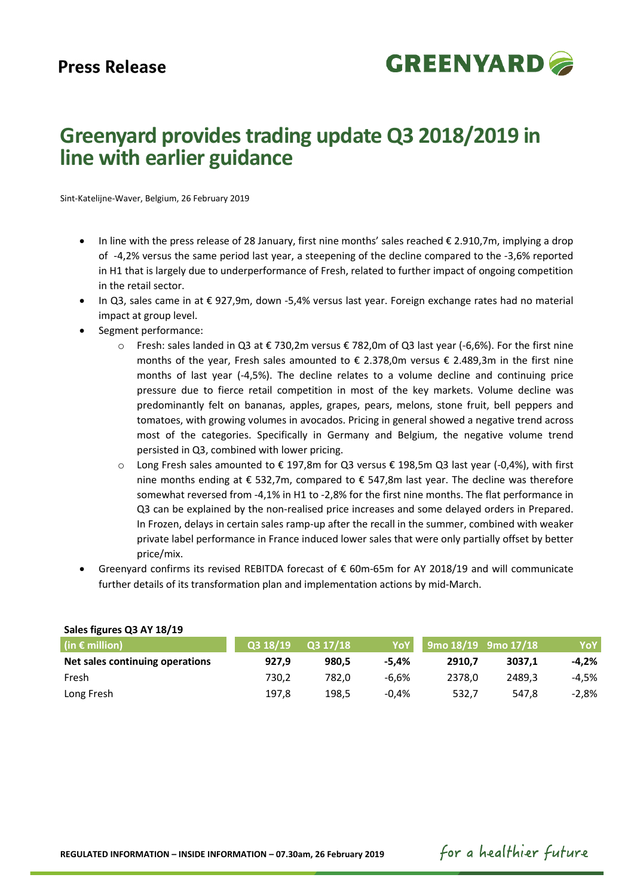**Press Release**

# Greenyard provides trading update Q3 2018/2019 in line with earlier guidance

Sint-Katelijne-Waver, Belgium, 26 February 2019

- In line with the press release of 28 January, first nine months' sales reached € 2.910,7m, implying a drop of -4,2% versus the same period last year, a steepening of the decline compared to the -3,6% reported in H1 that is largely due to underperformance of Fresh, related to further impact of ongoing competition in the retail sector.
- In Q3, sales came in at € 927,9m, down -5,4% versus last year. Foreign exchange rates had no material impact at group level.
- Segment performance:
  - Fresh: sales landed in Q3 at € 730,2m versus € 782,0m of Q3 last year (-6,6%). For the first nine months of the year, Fresh sales amounted to € 2.378,0m versus € 2.489,3m in the first nine months of last year (-4,5%). The decline relates to a volume decline and continuing price pressure due to fierce retail competition in most of the key markets. Volume decline was predominantly felt on bananas, apples, grapes, pears, melons, stone fruit, bell peppers and tomatoes, with growing volumes in avocados. Pricing in general showed a negative trend across most of the categories. Specifically in Germany and Belgium, the negative volume trend persisted in Q3, combined with lower pricing.
  - Long Fresh sales amounted to € 197,8m for Q3 versus € 198,5m Q3 last year (-0,4%), with first nine months ending at € 532,7m, compared to € 547,8m last year. The decline was therefore somewhat reversed from -4,1% in H1 to -2,8% for the first nine months. The flat performance in Q3 can be explained by the non-realised price increases and some delayed orders in Prepared. In Frozen, delays in certain sales ramp-up after the recall in the summer, combined with weaker private label performance in France induced lower sales that were only partially offset by better price/mix.
- Greenyard confirms its revised REBITDA forecast of € 60m-65m for AY 2018/19 and will communicate further details of its transformation plan and implementation actions by mid-March.

**Sales figures Q3 AY 18/19**

| (in € million) | Q3 18/19 | Q3 17/18 | YoY | 9mo 18/19 | 9mo 17/18 | YoY |
|---|---|---|---|---|---|---|
| **Net sales continuing operations** | **927,9** | **980,5** | **-5,4%** | **2910,7** | **3037,1** | **-4,2%** |
| Fresh | 730,2 | 782,0 | -6,6% | 2378,0 | 2489,3 | -4,5% |
| Long Fresh | 197,8 | 198,5 | -0,4% | 532,7 | 547,8 | -2,8% |

**REGULATED INFORMATION – INSIDE INFORMATION – 07.30am, 26 February 2019**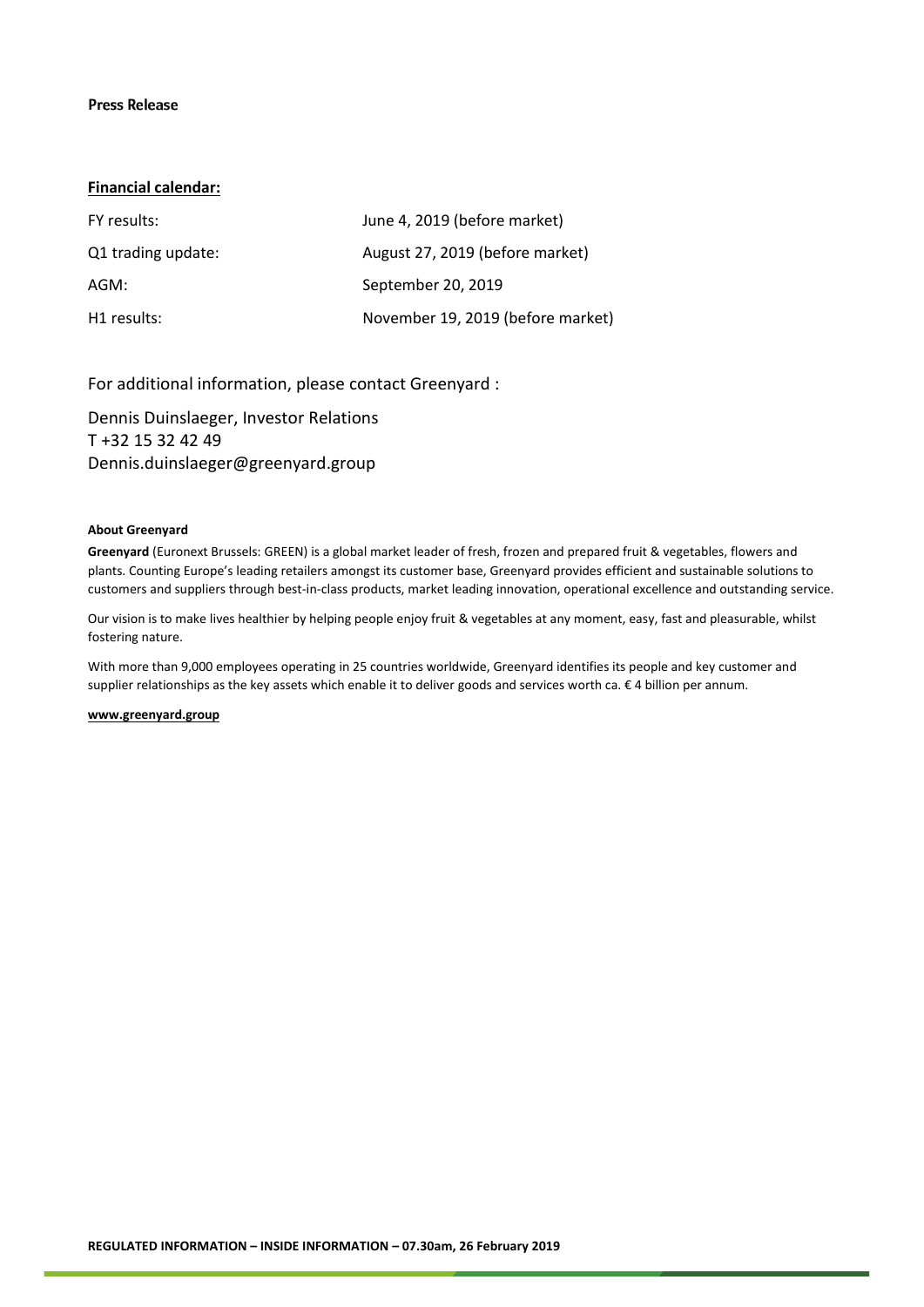**Press Release**

**Financial calendar:**

| | |
|---|---|
| FY results: | June 4, 2019 (before market) |
| Q1 trading update: | August 27, 2019 (before market) |
| AGM: | September 20, 2019 |
| H1 results: | November 19, 2019 (before market) |

For additional information, please contact Greenyard :

Dennis Duinslaeger, Investor Relations
T +32 15 32 42 49
Dennis.duinslaeger@greenyard.group

**About Greenyard**

**Greenyard** (Euronext Brussels: GREEN) is a global market leader of fresh, frozen and prepared fruit & vegetables, flowers and plants. Counting Europe's leading retailers amongst its customer base, Greenyard provides efficient and sustainable solutions to customers and suppliers through best-in-class products, market leading innovation, operational excellence and outstanding service.

Our vision is to make lives healthier by helping people enjoy fruit & vegetables at any moment, easy, fast and pleasurable, whilst fostering nature.

With more than 9,000 employees operating in 25 countries worldwide, Greenyard identifies its people and key customer and supplier relationships as the key assets which enable it to deliver goods and services worth ca. € 4 billion per annum.

**www.greenyard.group**

**REGULATED INFORMATION – INSIDE INFORMATION – 07.30am, 26 February 2019**